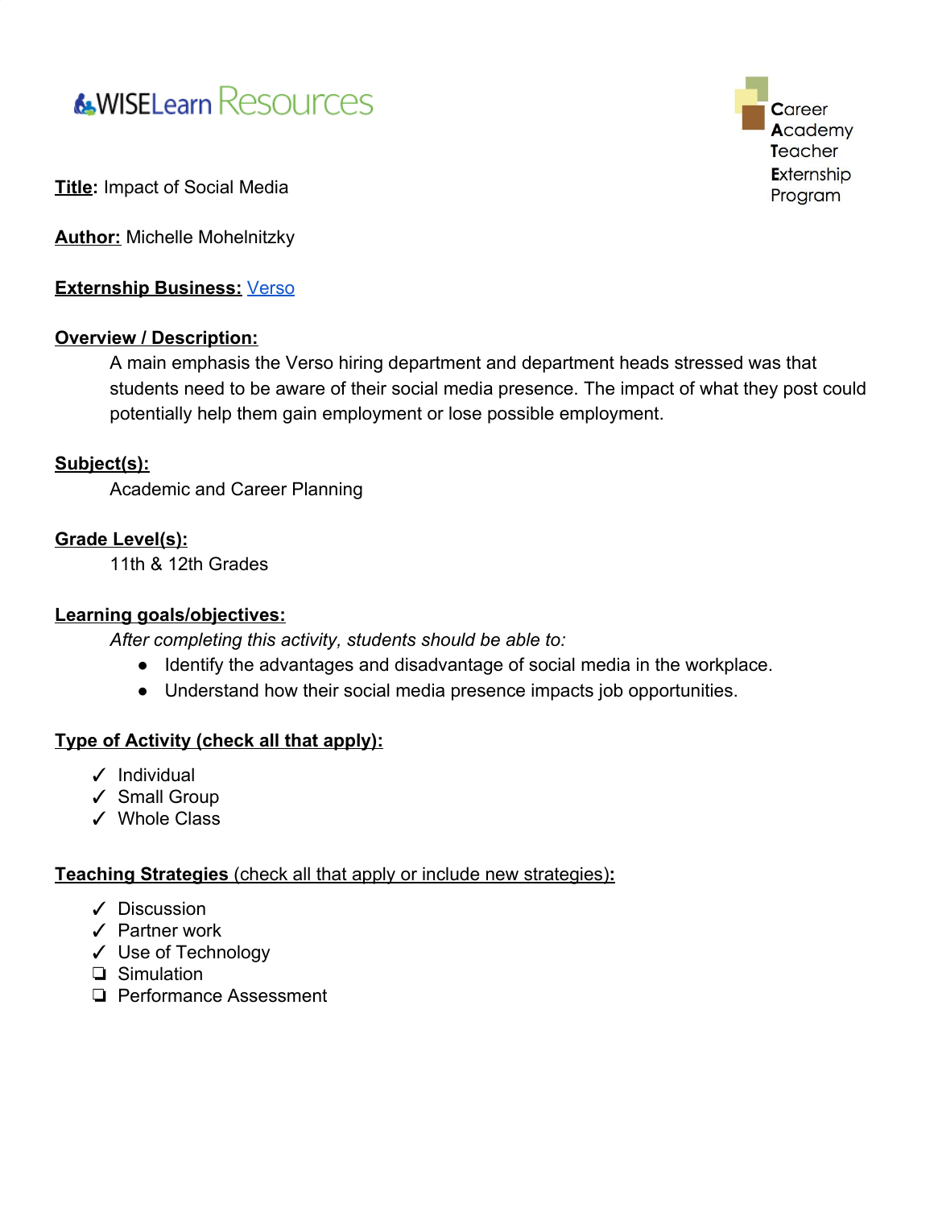WISELearn Resources

Career Academy Teacher Externship Program

**Title**: Impact of Social Media

**Author:** Michelle Mohelnitzky

**Externship Business:** Verso

**Overview / Description:**

A main emphasis the Verso hiring department and department heads stressed was that students need to be aware of their social media presence. The impact of what they post could potentially help them gain employment or lose possible employment.

**Subject(s):**

Academic and Career Planning

**Grade Level(s):**

11th & 12th Grades

**Learning goals/objectives:**

*After completing this activity, students should be able to:*

- Identify the advantages and disadvantage of social media in the workplace.
- Understand how their social media presence impacts job opportunities.

**Type of Activity (check all that apply):**

✓ Individual
✓ Small Group
✓ Whole Class

**Teaching Strategies** (check all that apply or include new strategies)**:**

✓ Discussion
✓ Partner work
✓ Use of Technology
❏ Simulation
❏ Performance Assessment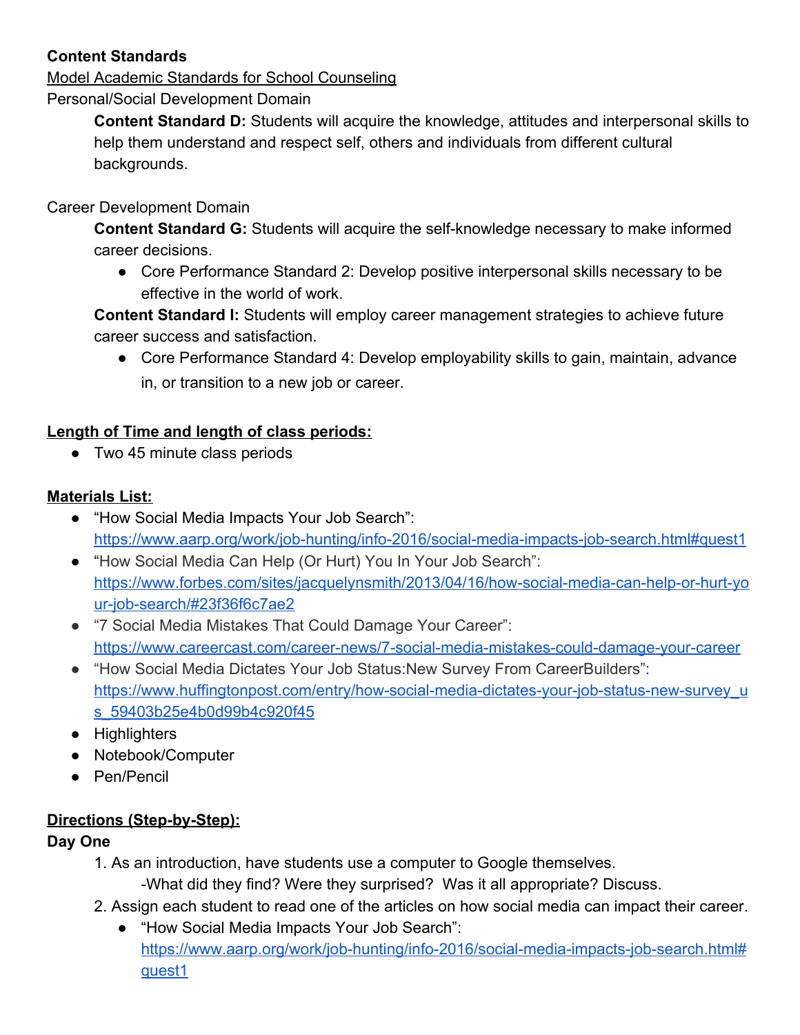**Content Standards**

Model Academic Standards for School Counseling

Personal/Social Development Domain

**Content Standard D:** Students will acquire the knowledge, attitudes and interpersonal skills to help them understand and respect self, others and individuals from different cultural backgrounds.

Career Development Domain

**Content Standard G:** Students will acquire the self-knowledge necessary to make informed career decisions.

- Core Performance Standard 2: Develop positive interpersonal skills necessary to be effective in the world of work.

**Content Standard I:** Students will employ career management strategies to achieve future career success and satisfaction.

- Core Performance Standard 4: Develop employability skills to gain, maintain, advance in, or transition to a new job or career.

**Length of Time and length of class periods:**

- Two 45 minute class periods

**Materials List:**

- "How Social Media Impacts Your Job Search": https://www.aarp.org/work/job-hunting/info-2016/social-media-impacts-job-search.html#quest1
- "How Social Media Can Help (Or Hurt) You In Your Job Search": https://www.forbes.com/sites/jacquelynsmith/2013/04/16/how-social-media-can-help-or-hurt-your-job-search/#23f36f6c7ae2
- "7 Social Media Mistakes That Could Damage Your Career": https://www.careercast.com/career-news/7-social-media-mistakes-could-damage-your-career
- "How Social Media Dictates Your Job Status:New Survey From CareerBuilders": https://www.huffingtonpost.com/entry/how-social-media-dictates-your-job-status-new-survey_us_59403b25e4b0d99b4c920f45
- Highlighters
- Notebook/Computer
- Pen/Pencil

**Directions (Step-by-Step):**

**Day One**

1. As an introduction, have students use a computer to Google themselves.
   -What did they find? Were they surprised? Was it all appropriate? Discuss.
2. Assign each student to read one of the articles on how social media can impact their career.
   - "How Social Media Impacts Your Job Search": https://www.aarp.org/work/job-hunting/info-2016/social-media-impacts-job-search.html#quest1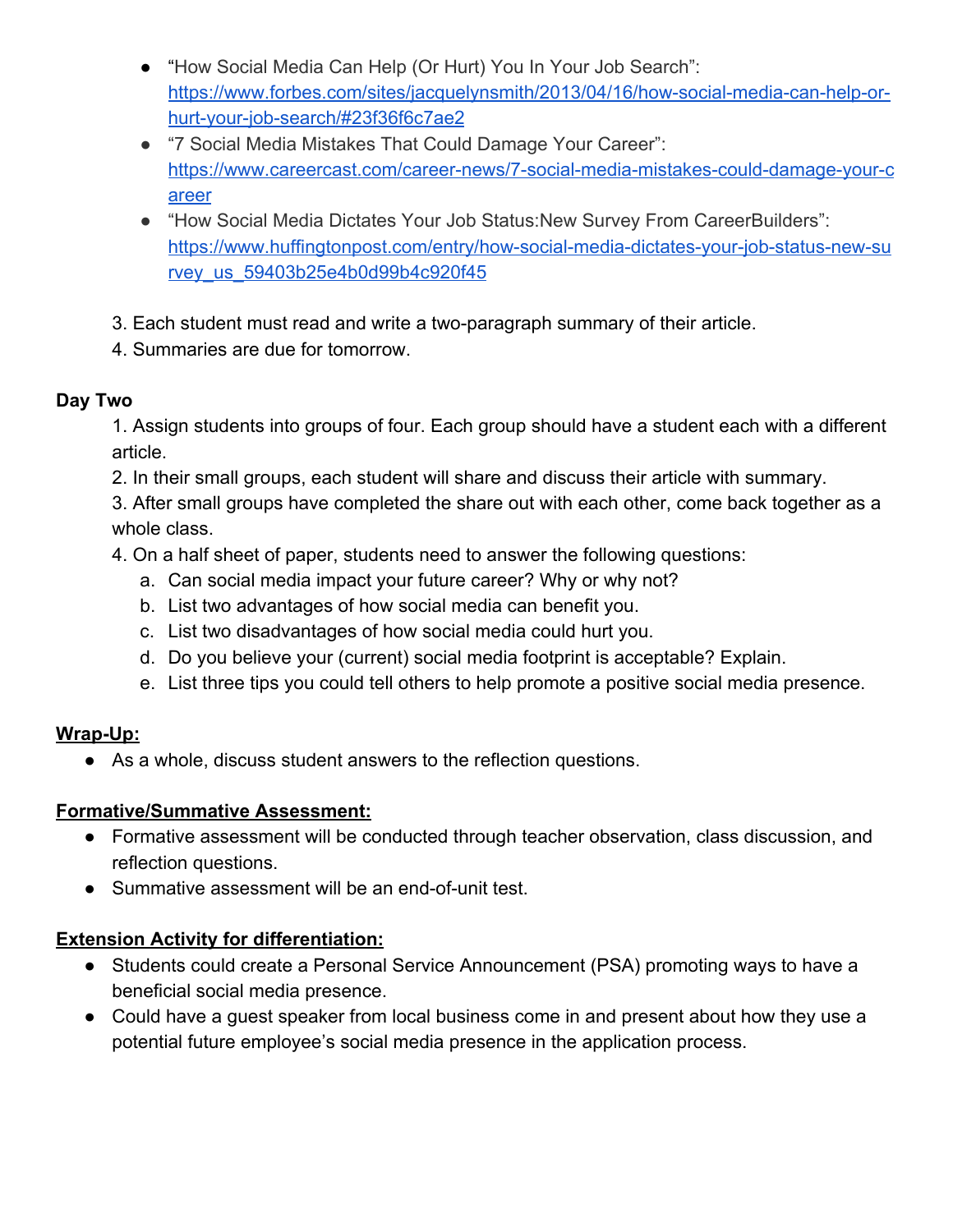- "How Social Media Can Help (Or Hurt) You In Your Job Search": https://www.forbes.com/sites/jacquelynsmith/2013/04/16/how-social-media-can-help-or-hurt-your-job-search/#23f36f6c7ae2
- "7 Social Media Mistakes That Could Damage Your Career": https://www.careercast.com/career-news/7-social-media-mistakes-could-damage-your-career
- "How Social Media Dictates Your Job Status:New Survey From CareerBuilders": https://www.huffingtonpost.com/entry/how-social-media-dictates-your-job-status-new-survey_us_59403b25e4b0d99b4c920f45

3. Each student must read and write a two-paragraph summary of their article.
4. Summaries are due for tomorrow.

**Day Two**

1. Assign students into groups of four. Each group should have a student each with a different article.
2. In their small groups, each student will share and discuss their article with summary.
3. After small groups have completed the share out with each other, come back together as a whole class.
4. On a half sheet of paper, students need to answer the following questions:
   a. Can social media impact your future career? Why or why not?
   b. List two advantages of how social media can benefit you.
   c. List two disadvantages of how social media could hurt you.
   d. Do you believe your (current) social media footprint is acceptable? Explain.
   e. List three tips you could tell others to help promote a positive social media presence.

**Wrap-Up:**

- As a whole, discuss student answers to the reflection questions.

**Formative/Summative Assessment:**

- Formative assessment will be conducted through teacher observation, class discussion, and reflection questions.
- Summative assessment will be an end-of-unit test.

**Extension Activity for differentiation:**

- Students could create a Personal Service Announcement (PSA) promoting ways to have a beneficial social media presence.
- Could have a guest speaker from local business come in and present about how they use a potential future employee's social media presence in the application process.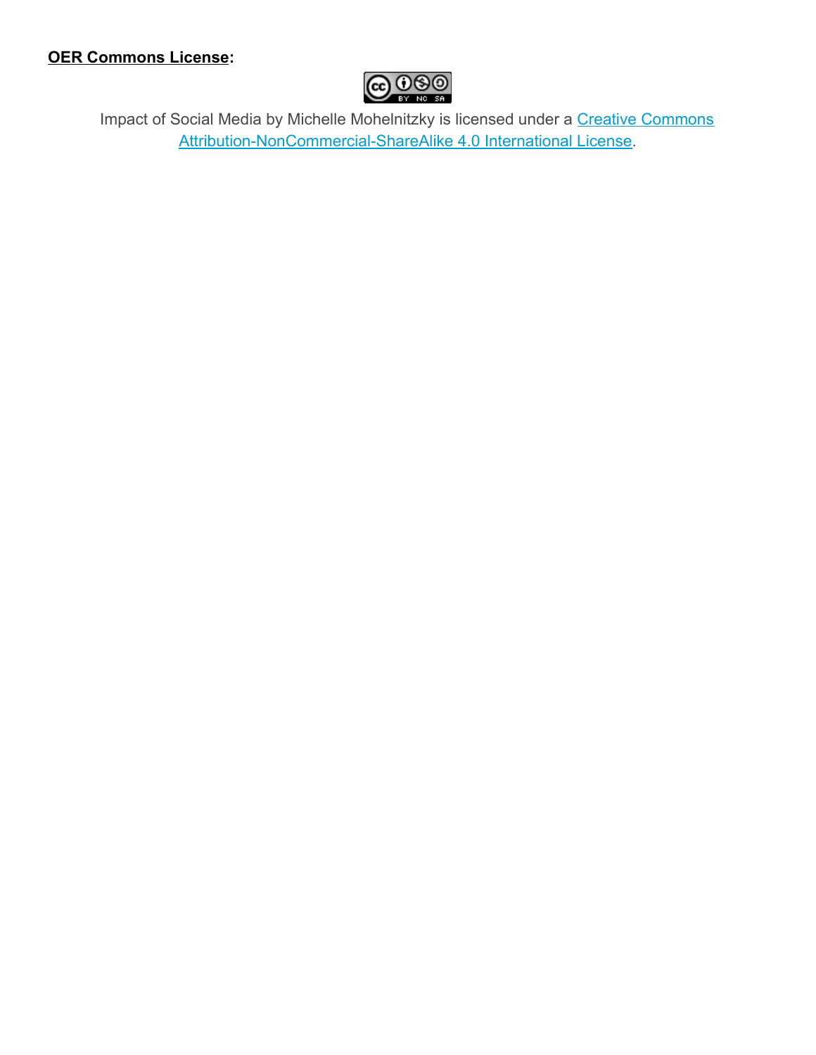**OER Commons License:**

Impact of Social Media by Michelle Mohelnitzky is licensed under a Creative Commons Attribution-NonCommercial-ShareAlike 4.0 International License.